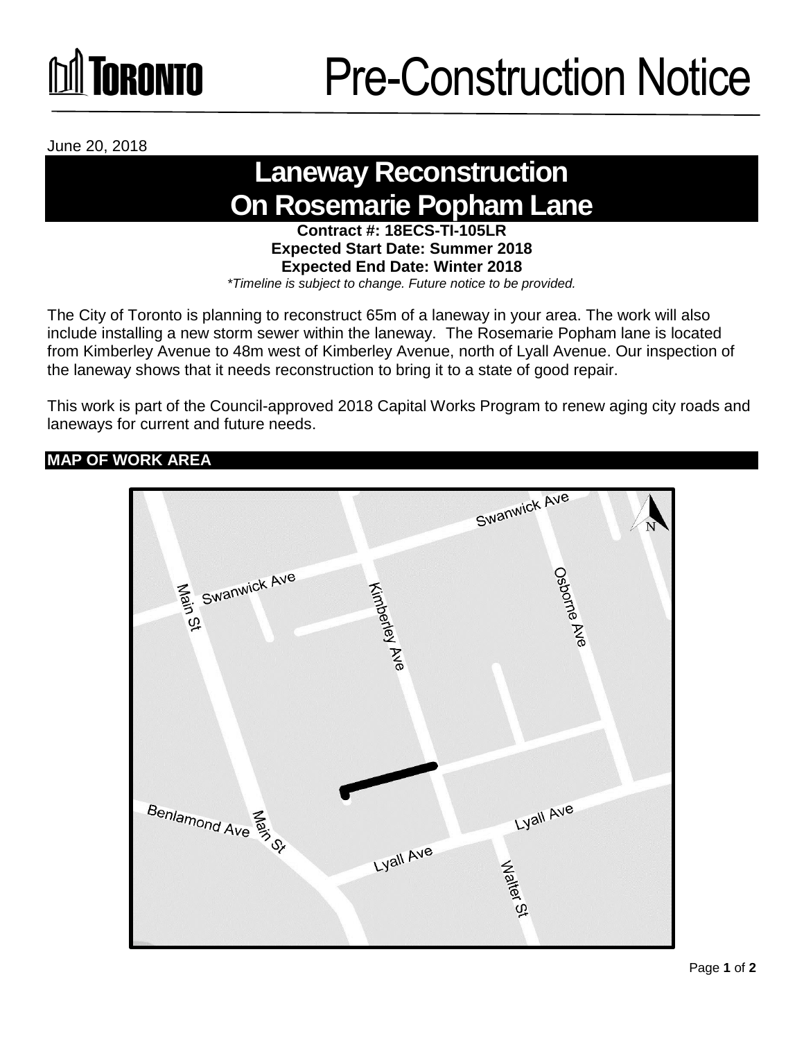# Pre-Construction Notice

June 20, 2018

## Laneway Reconstruction On Rosemarie Popham Lane

**Contract #: 18ECS-TI-105LR**
**Expected Start Date: Summer 2018**
**Expected End Date: Winter 2018**

*\*Timeline is subject to change. Future notice to be provided.*

The City of Toronto is planning to reconstruct 65m of a laneway in your area. The work will also include installing a new storm sewer within the laneway. The Rosemarie Popham lane is located from Kimberley Avenue to 48m west of Kimberley Avenue, north of Lyall Avenue. Our inspection of the laneway shows that it needs reconstruction to bring it to a state of good repair.

This work is part of the Council-approved 2018 Capital Works Program to renew aging city roads and laneways for current and future needs.

### MAP OF WORK AREA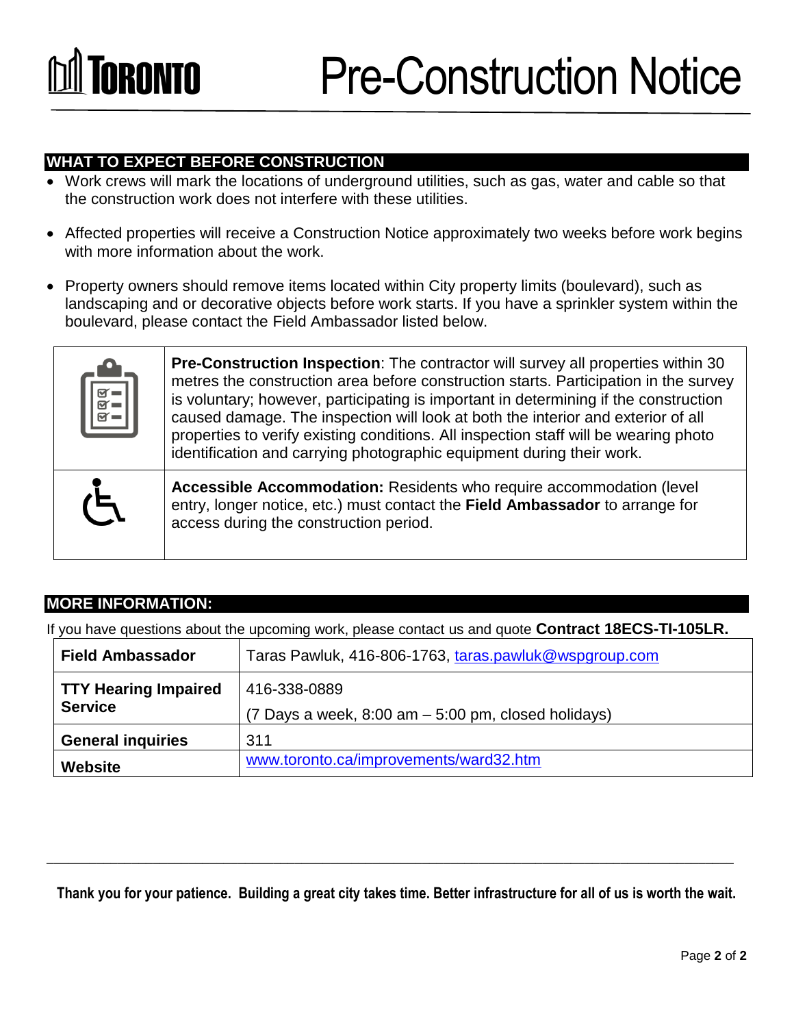# Pre-Construction Notice

## WHAT TO EXPECT BEFORE CONSTRUCTION

- Work crews will mark the locations of underground utilities, such as gas, water and cable so that the construction work does not interfere with these utilities.
- Affected properties will receive a Construction Notice approximately two weeks before work begins with more information about the work.
- Property owners should remove items located within City property limits (boulevard), such as landscaping and or decorative objects before work starts. If you have a sprinkler system within the boulevard, please contact the Field Ambassador listed below.

**Pre-Construction Inspection**: The contractor will survey all properties within 30 metres the construction area before construction starts. Participation in the survey is voluntary; however, participating is important in determining if the construction caused damage. The inspection will look at both the interior and exterior of all properties to verify existing conditions. All inspection staff will be wearing photo identification and carrying photographic equipment during their work.

**Accessible Accommodation:** Residents who require accommodation (level entry, longer notice, etc.) must contact the **Field Ambassador** to arrange for access during the construction period.

## MORE INFORMATION:

If you have questions about the upcoming work, please contact us and quote **Contract 18ECS-TI-105LR.**

| | |
|---|---|
| **Field Ambassador** | Taras Pawluk, 416-806-1763, taras.pawluk@wspgroup.com |
| **TTY Hearing Impaired Service** | 416-338-0889<br>(7 Days a week, 8:00 am – 5:00 pm, closed holidays) |
| **General inquiries** | 311 |
| **Website** | www.toronto.ca/improvements/ward32.htm |

**Thank you for your patience. Building a great city takes time. Better infrastructure for all of us is worth the wait.**